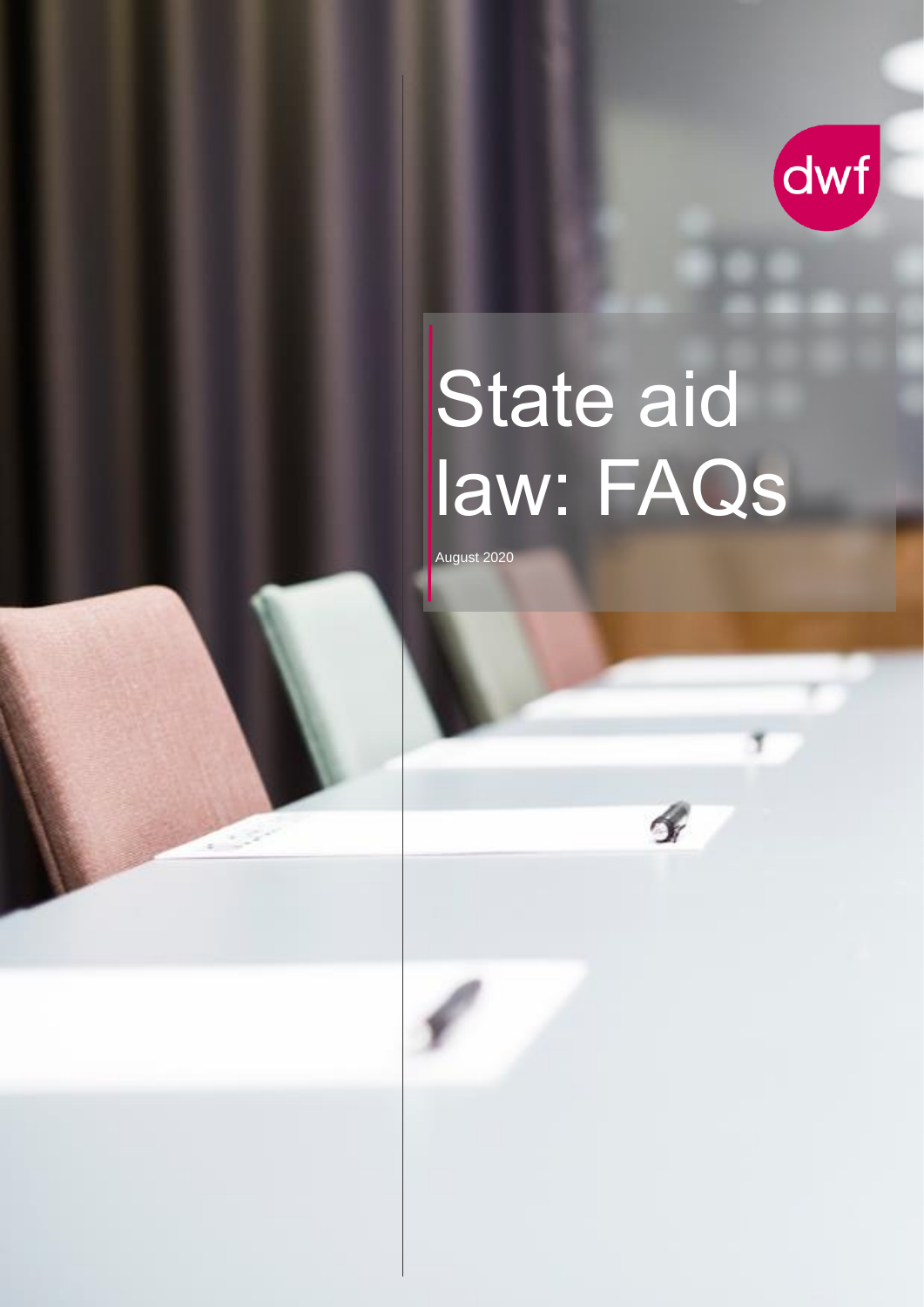dwf

# State aid law: FAQs

August 2020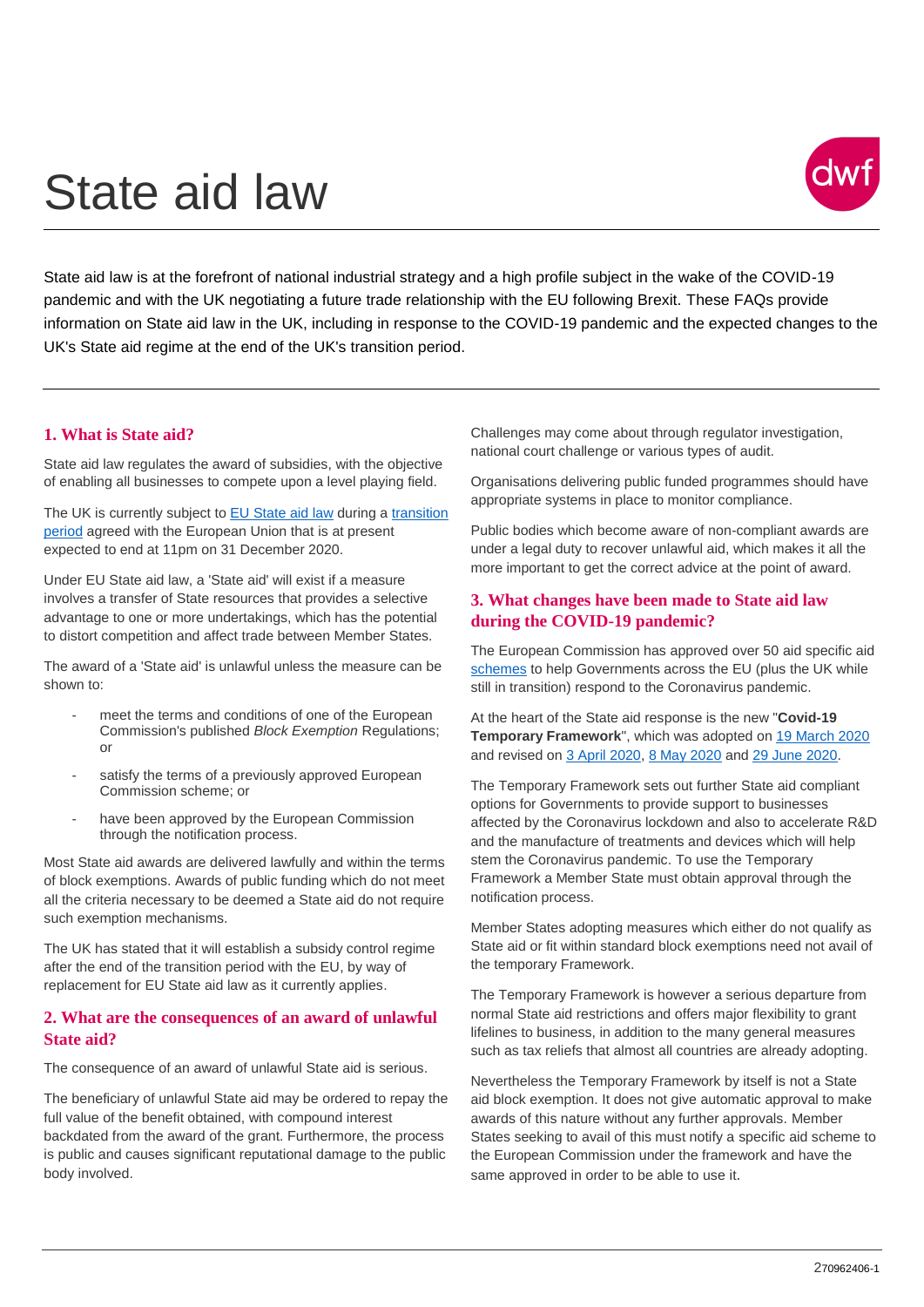# State aid law

State aid law is at the forefront of national industrial strategy and a high profile subject in the wake of the COVID-19 pandemic and with the UK negotiating a future trade relationship with the EU following Brexit. These FAQs provide information on State aid law in the UK, including in response to the COVID-19 pandemic and the expected changes to the UK's State aid regime at the end of the UK's transition period.

## 1. What is State aid?

State aid law regulates the award of subsidies, with the objective of enabling all businesses to compete upon a level playing field.

The UK is currently subject to EU State aid law during a transition period agreed with the European Union that is at present expected to end at 11pm on 31 December 2020.

Under EU State aid law, a 'State aid' will exist if a measure involves a transfer of State resources that provides a selective advantage to one or more undertakings, which has the potential to distort competition and affect trade between Member States.

The award of a 'State aid' is unlawful unless the measure can be shown to:

- meet the terms and conditions of one of the European Commission's published *Block Exemption* Regulations; or
- satisfy the terms of a previously approved European Commission scheme; or
- have been approved by the European Commission through the notification process.

Most State aid awards are delivered lawfully and within the terms of block exemptions. Awards of public funding which do not meet all the criteria necessary to be deemed a State aid do not require such exemption mechanisms.

The UK has stated that it will establish a subsidy control regime after the end of the transition period with the EU, by way of replacement for EU State aid law as it currently applies.

## 2. What are the consequences of an award of unlawful State aid?

The consequence of an award of unlawful State aid is serious.

The beneficiary of unlawful State aid may be ordered to repay the full value of the benefit obtained, with compound interest backdated from the award of the grant. Furthermore, the process is public and causes significant reputational damage to the public body involved.

Challenges may come about through regulator investigation, national court challenge or various types of audit.

Organisations delivering public funded programmes should have appropriate systems in place to monitor compliance.

Public bodies which become aware of non-compliant awards are under a legal duty to recover unlawful aid, which makes it all the more important to get the correct advice at the point of award.

## 3. What changes have been made to State aid law during the COVID-19 pandemic?

The European Commission has approved over 50 aid specific aid schemes to help Governments across the EU (plus the UK while still in transition) respond to the Coronavirus pandemic.

At the heart of the State aid response is the new "**Covid-19 Temporary Framework**", which was adopted on 19 March 2020 and revised on 3 April 2020, 8 May 2020 and 29 June 2020.

The Temporary Framework sets out further State aid compliant options for Governments to provide support to businesses affected by the Coronavirus lockdown and also to accelerate R&D and the manufacture of treatments and devices which will help stem the Coronavirus pandemic. To use the Temporary Framework a Member State must obtain approval through the notification process.

Member States adopting measures which either do not qualify as State aid or fit within standard block exemptions need not avail of the temporary Framework.

The Temporary Framework is however a serious departure from normal State aid restrictions and offers major flexibility to grant lifelines to business, in addition to the many general measures such as tax reliefs that almost all countries are already adopting.

Nevertheless the Temporary Framework by itself is not a State aid block exemption. It does not give automatic approval to make awards of this nature without any further approvals. Member States seeking to avail of this must notify a specific aid scheme to the European Commission under the framework and have the same approved in order to be able to use it.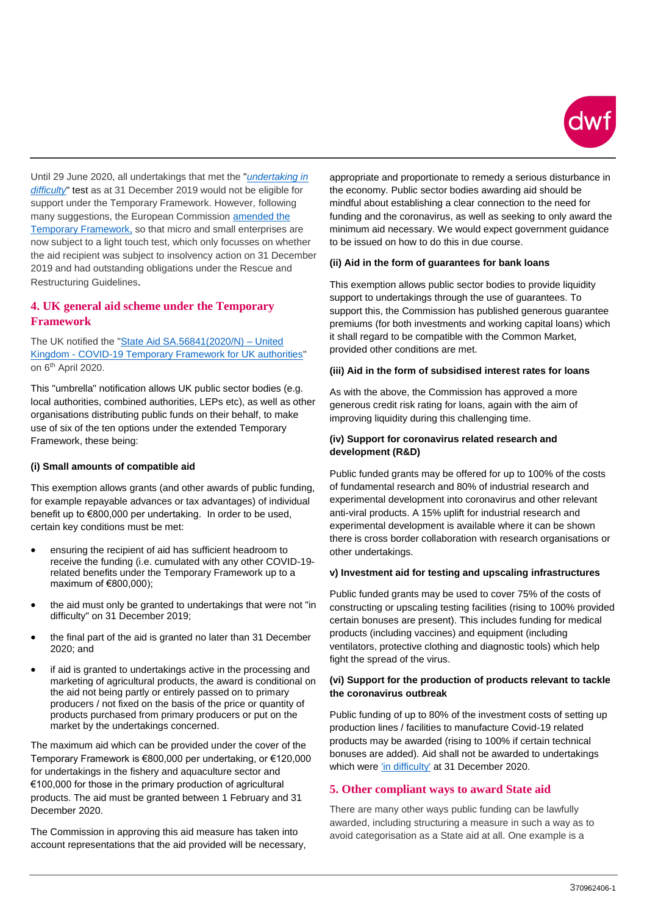Until 29 June 2020, all undertakings that met the "*undertaking in difficulty*" test as at 31 December 2019 would not be eligible for support under the Temporary Framework. However, following many suggestions, the European Commission amended the Temporary Framework, so that micro and small enterprises are now subject to a light touch test, which only focusses on whether the aid recipient was subject to insolvency action on 31 December 2019 and had outstanding obligations under the Rescue and Restructuring Guidelines.

## 4. UK general aid scheme under the Temporary Framework

The UK notified the "State Aid SA.56841(2020/N) – United Kingdom - COVID-19 Temporary Framework for UK authorities" on 6th April 2020.

This "umbrella" notification allows UK public sector bodies (e.g. local authorities, combined authorities, LEPs etc), as well as other organisations distributing public funds on their behalf, to make use of six of the ten options under the extended Temporary Framework, these being:

#### (i) Small amounts of compatible aid

This exemption allows grants (and other awards of public funding, for example repayable advances or tax advantages) of individual benefit up to €800,000 per undertaking. In order to be used, certain key conditions must be met:

- ensuring the recipient of aid has sufficient headroom to receive the funding (i.e. cumulated with any other COVID-19-related benefits under the Temporary Framework up to a maximum of €800,000);
- the aid must only be granted to undertakings that were not "in difficulty" on 31 December 2019;
- the final part of the aid is granted no later than 31 December 2020; and
- if aid is granted to undertakings active in the processing and marketing of agricultural products, the award is conditional on the aid not being partly or entirely passed on to primary producers / not fixed on the basis of the price or quantity of products purchased from primary producers or put on the market by the undertakings concerned.

The maximum aid which can be provided under the cover of the Temporary Framework is €800,000 per undertaking, or €120,000 for undertakings in the fishery and aquaculture sector and €100,000 for those in the primary production of agricultural products. The aid must be granted between 1 February and 31 December 2020.

The Commission in approving this aid measure has taken into account representations that the aid provided will be necessary, appropriate and proportionate to remedy a serious disturbance in the economy. Public sector bodies awarding aid should be mindful about establishing a clear connection to the need for funding and the coronavirus, as well as seeking to only award the minimum aid necessary. We would expect government guidance to be issued on how to do this in due course.

#### (ii) Aid in the form of guarantees for bank loans

This exemption allows public sector bodies to provide liquidity support to undertakings through the use of guarantees. To support this, the Commission has published generous guarantee premiums (for both investments and working capital loans) which it shall regard to be compatible with the Common Market, provided other conditions are met.

#### (iii) Aid in the form of subsidised interest rates for loans

As with the above, the Commission has approved a more generous credit risk rating for loans, again with the aim of improving liquidity during this challenging time.

#### (iv) Support for coronavirus related research and development (R&D)

Public funded grants may be offered for up to 100% of the costs of fundamental research and 80% of industrial research and experimental development into coronavirus and other relevant anti-viral products. A 15% uplift for industrial research and experimental development is available where it can be shown there is cross border collaboration with research organisations or other undertakings.

#### v) Investment aid for testing and upscaling infrastructures

Public funded grants may be used to cover 75% of the costs of constructing or upscaling testing facilities (rising to 100% provided certain bonuses are present). This includes funding for medical products (including vaccines) and equipment (including ventilators, protective clothing and diagnostic tools) which help fight the spread of the virus.

#### (vi) Support for the production of products relevant to tackle the coronavirus outbreak

Public funding of up to 80% of the investment costs of setting up production lines / facilities to manufacture Covid-19 related products may be awarded (rising to 100% if certain technical bonuses are added). Aid shall not be awarded to undertakings which were 'in difficulty' at 31 December 2020.

## 5. Other compliant ways to award State aid

There are many other ways public funding can be lawfully awarded, including structuring a measure in such a way as to avoid categorisation as a State aid at all. One example is a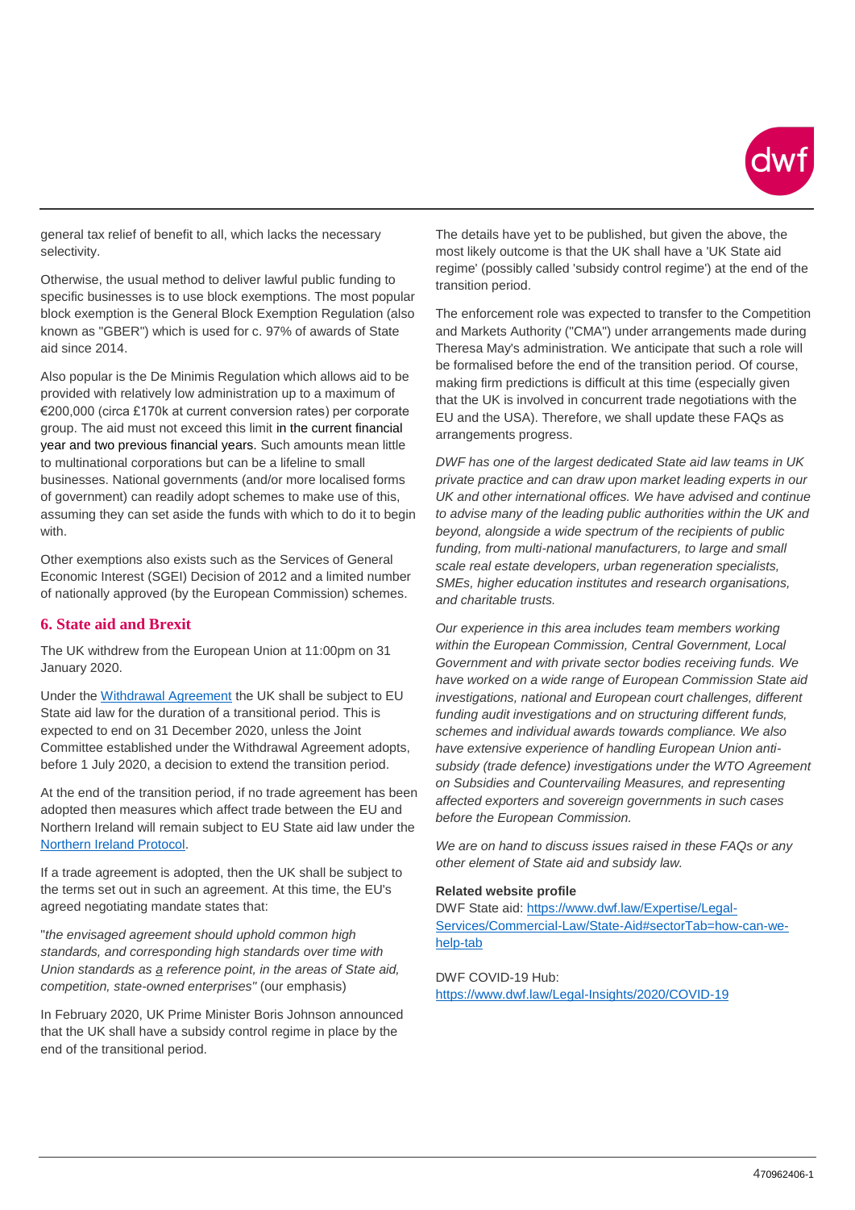general tax relief of benefit to all, which lacks the necessary selectivity.

Otherwise, the usual method to deliver lawful public funding to specific businesses is to use block exemptions. The most popular block exemption is the General Block Exemption Regulation (also known as "GBER") which is used for c. 97% of awards of State aid since 2014.

Also popular is the De Minimis Regulation which allows aid to be provided with relatively low administration up to a maximum of €200,000 (circa £170k at current conversion rates) per corporate group. The aid must not exceed this limit in the current financial year and two previous financial years. Such amounts mean little to multinational corporations but can be a lifeline to small businesses. National governments (and/or more localised forms of government) can readily adopt schemes to make use of this, assuming they can set aside the funds with which to do it to begin with.

Other exemptions also exists such as the Services of General Economic Interest (SGEI) Decision of 2012 and a limited number of nationally approved (by the European Commission) schemes.

## 6. State aid and Brexit

The UK withdrew from the European Union at 11:00pm on 31 January 2020.

Under the [Withdrawal Agreement](#) the UK shall be subject to EU State aid law for the duration of a transitional period. This is expected to end on 31 December 2020, unless the Joint Committee established under the Withdrawal Agreement adopts, before 1 July 2020, a decision to extend the transition period.

At the end of the transition period, if no trade agreement has been adopted then measures which affect trade between the EU and Northern Ireland will remain subject to EU State aid law under the [Northern Ireland Protocol](#).

If a trade agreement is adopted, then the UK shall be subject to the terms set out in such an agreement. At this time, the EU's agreed negotiating mandate states that:

"*the envisaged agreement should uphold common high standards, and corresponding high standards over time with Union standards as a reference point, in the areas of State aid, competition, state-owned enterprises"* (our emphasis)

In February 2020, UK Prime Minister Boris Johnson announced that the UK shall have a subsidy control regime in place by the end of the transitional period.

The details have yet to be published, but given the above, the most likely outcome is that the UK shall have a 'UK State aid regime' (possibly called 'subsidy control regime') at the end of the transition period.

The enforcement role was expected to transfer to the Competition and Markets Authority ("CMA") under arrangements made during Theresa May's administration. We anticipate that such a role will be formalised before the end of the transition period. Of course, making firm predictions is difficult at this time (especially given that the UK is involved in concurrent trade negotiations with the EU and the USA). Therefore, we shall update these FAQs as arrangements progress.

*DWF has one of the largest dedicated State aid law teams in UK private practice and can draw upon market leading experts in our UK and other international offices. We have advised and continue to advise many of the leading public authorities within the UK and beyond, alongside a wide spectrum of the recipients of public funding, from multi-national manufacturers, to large and small scale real estate developers, urban regeneration specialists, SMEs, higher education institutes and research organisations, and charitable trusts.*

*Our experience in this area includes team members working within the European Commission, Central Government, Local Government and with private sector bodies receiving funds. We have worked on a wide range of European Commission State aid investigations, national and European court challenges, different funding audit investigations and on structuring different funds, schemes and individual awards towards compliance. We also have extensive experience of handling European Union anti-subsidy (trade defence) investigations under the WTO Agreement on Subsidies and Countervailing Measures, and representing affected exporters and sovereign governments in such cases before the European Commission.*

*We are on hand to discuss issues raised in these FAQs or any other element of State aid and subsidy law.*

**Related website profile**

DWF State aid: https://www.dwf.law/Expertise/Legal-Services/Commercial-Law/State-Aid#sectorTab=how-can-we-help-tab

DWF COVID-19 Hub:
https://www.dwf.law/Legal-Insights/2020/COVID-19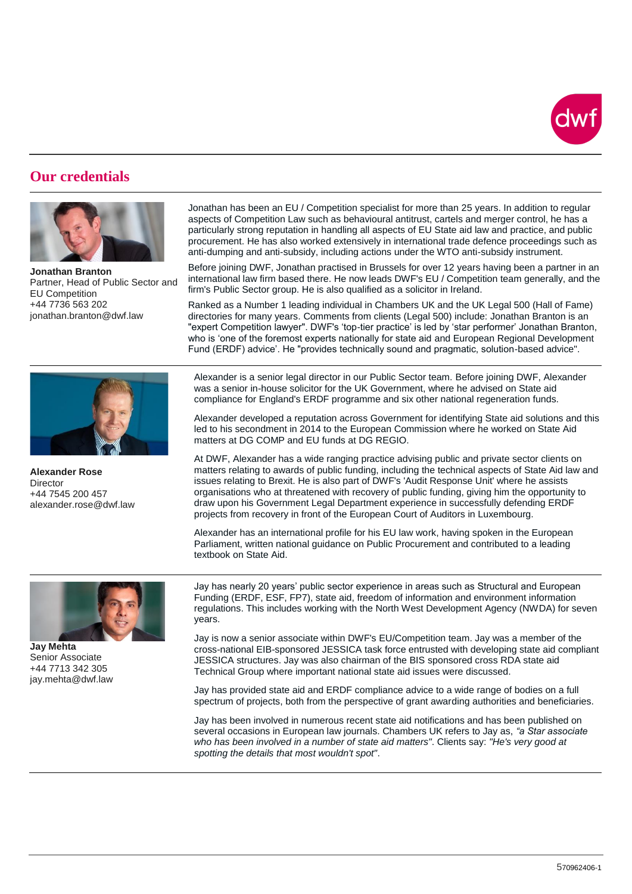## Our credentials

**Jonathan Branton**
Partner, Head of Public Sector and EU Competition
+44 7736 563 202
jonathan.branton@dwf.law

Jonathan has been an EU / Competition specialist for more than 25 years. In addition to regular aspects of Competition Law such as behavioural antitrust, cartels and merger control, he has a particularly strong reputation in handling all aspects of EU State aid law and practice, and public procurement. He has also worked extensively in international trade defence proceedings such as anti-dumping and anti-subsidy, including actions under the WTO anti-subsidy instrument.

Before joining DWF, Jonathan practised in Brussels for over 12 years having been a partner in an international law firm based there. He now leads DWF's EU / Competition team generally, and the firm's Public Sector group. He is also qualified as a solicitor in Ireland.

Ranked as a Number 1 leading individual in Chambers UK and the UK Legal 500 (Hall of Fame) directories for many years. Comments from clients (Legal 500) include: Jonathan Branton is an "expert Competition lawyer". DWF's 'top-tier practice' is led by 'star performer' Jonathan Branton, who is 'one of the foremost experts nationally for state aid and European Regional Development Fund (ERDF) advice'. He "provides technically sound and pragmatic, solution-based advice".

---

**Alexander Rose**
Director
+44 7545 200 457
alexander.rose@dwf.law

Alexander is a senior legal director in our Public Sector team. Before joining DWF, Alexander was a senior in-house solicitor for the UK Government, where he advised on State aid compliance for England's ERDF programme and six other national regeneration funds.

Alexander developed a reputation across Government for identifying State aid solutions and this led to his secondment in 2014 to the European Commission where he worked on State Aid matters at DG COMP and EU funds at DG REGIO.

At DWF, Alexander has a wide ranging practice advising public and private sector clients on matters relating to awards of public funding, including the technical aspects of State Aid law and issues relating to Brexit. He is also part of DWF's 'Audit Response Unit' where he assists organisations who at threatened with recovery of public funding, giving him the opportunity to draw upon his Government Legal Department experience in successfully defending ERDF projects from recovery in front of the European Court of Auditors in Luxembourg.

Alexander has an international profile for his EU law work, having spoken in the European Parliament, written national guidance on Public Procurement and contributed to a leading textbook on State Aid.

---

**Jay Mehta**
Senior Associate
+44 7713 342 305
jay.mehta@dwf.law

Jay has nearly 20 years' public sector experience in areas such as Structural and European Funding (ERDF, ESF, FP7), state aid, freedom of information and environment information regulations. This includes working with the North West Development Agency (NWDA) for seven years.

Jay is now a senior associate within DWF's EU/Competition team. Jay was a member of the cross-national EIB-sponsored JESSICA task force entrusted with developing state aid compliant JESSICA structures. Jay was also chairman of the BIS sponsored cross RDA state aid Technical Group where important national state aid issues were discussed.

Jay has provided state aid and ERDF compliance advice to a wide range of bodies on a full spectrum of projects, both from the perspective of grant awarding authorities and beneficiaries.

Jay has been involved in numerous recent state aid notifications and has been published on several occasions in European law journals. Chambers UK refers to Jay as, *"a Star associate who has been involved in a number of state aid matters"*. Clients say: *"He's very good at spotting the details that most wouldn't spot"*.

570962406-1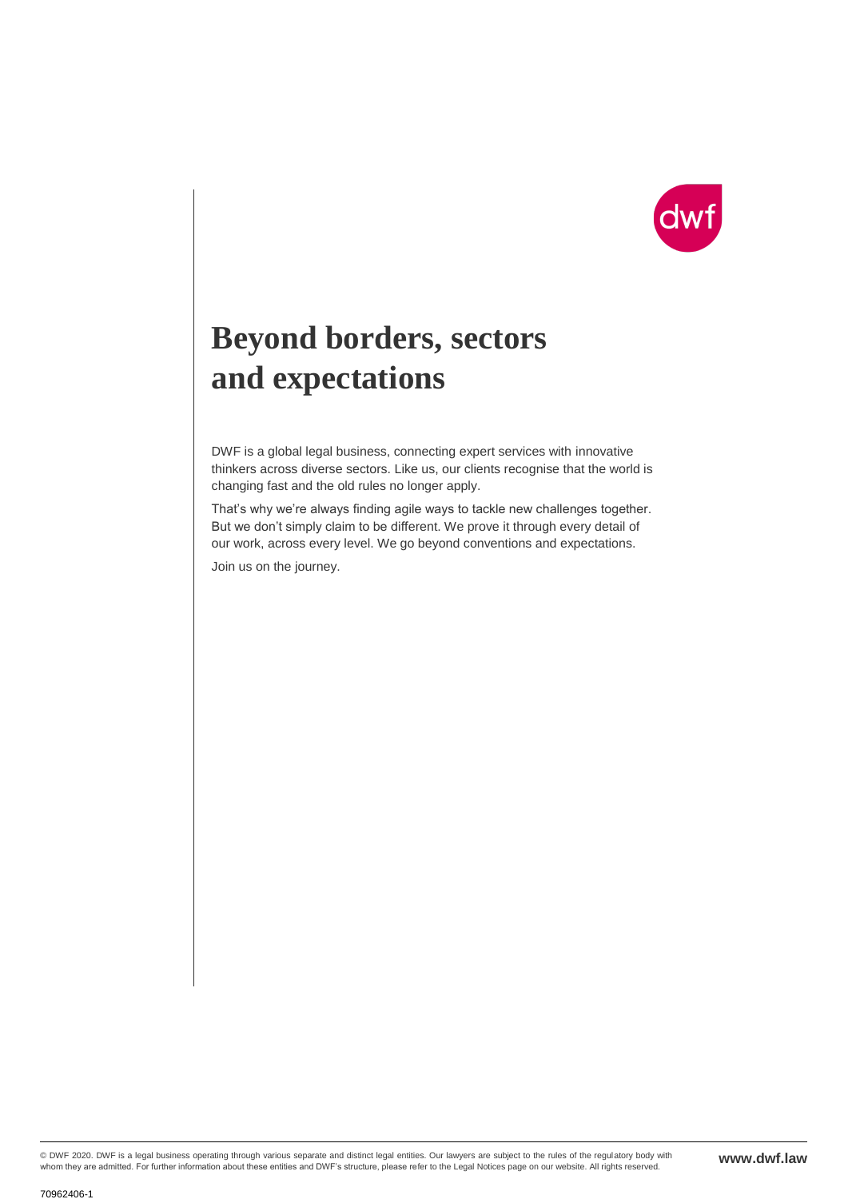# Beyond borders, sectors and expectations

DWF is a global legal business, connecting expert services with innovative thinkers across diverse sectors. Like us, our clients recognise that the world is changing fast and the old rules no longer apply.

That's why we're always finding agile ways to tackle new challenges together. But we don't simply claim to be different. We prove it through every detail of our work, across every level. We go beyond conventions and expectations.

Join us on the journey.

© DWF 2020. DWF is a legal business operating through various separate and distinct legal entities. Our lawyers are subject to the rules of the regulatory body with whom they are admitted. For further information about these entities and DWF's structure, please refer to the Legal Notices page on our website. All rights reserved.

**www.dwf.law**

70962406-1